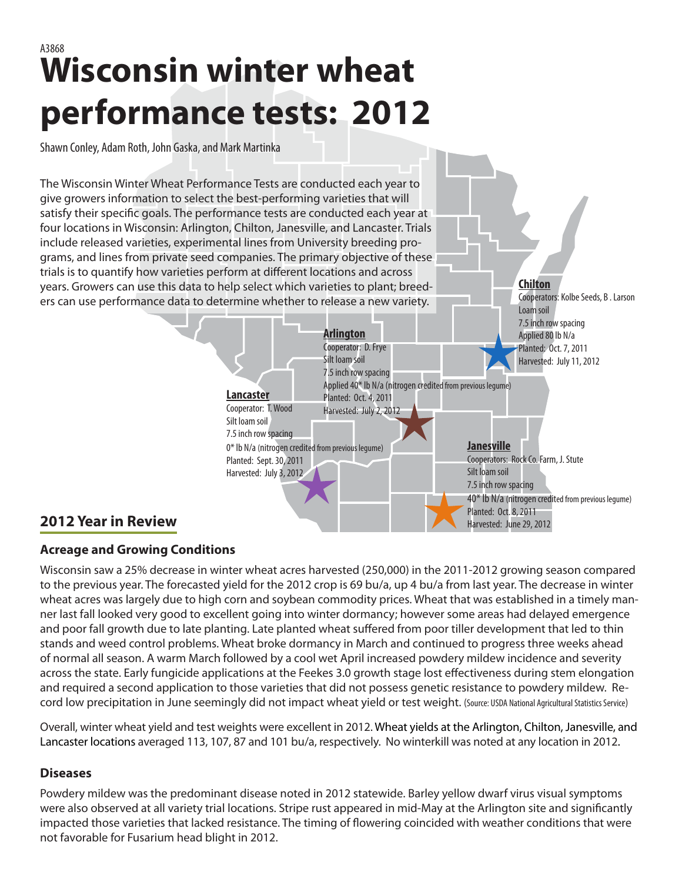A3868

# Wisconsin winter wheat performance tests: 2012

Shawn Conley, Adam Roth, John Gaska, and Mark Martinka

The Wisconsin Winter Wheat Performance Tests are conducted each year to give growers information to select the best-performing varieties that will satisfy their specific goals. The performance tests are conducted each year at four locations in Wisconsin: Arlington, Chilton, Janesville, and Lancaster. Trials include released varieties, experimental lines from University breeding programs, and lines from private seed companies. The primary objective of these trials is to quantify how varieties perform at different locations and across years. Growers can use this data to help select which varieties to plant; breeders can use performance data to determine whether to release a new variety.

**Chilton**
Cooperators: Kolbe Seeds, B . Larson
Loam soil
7.5 inch row spacing
Applied 80 lb N/a
Planted: Oct. 7, 2011
Harvested: July 11, 2012

**Arlington**
Cooperator: D. Frye
Silt loam soil
7.5 inch row spacing
Applied 40* lb N/a (nitrogen credited from previous legume)
Planted: Oct. 4, 2011
Harvested: July 2, 2012

**Lancaster**
Cooperator: T. Wood
Silt loam soil
7.5 inch row spacing
0* lb N/a (nitrogen credited from previous legume)
Planted: Sept. 30, 2011
Harvested: July 3, 2012

**Janesville**
Cooperators: Rock Co. Farm, J. Stute
Silt loam soil
7.5 inch row spacing
40* lb N/a (nitrogen credited from previous legume)
Planted: Oct. 8, 2011
Harvested: June 29, 2012

## 2012 Year in Review

### Acreage and Growing Conditions

Wisconsin saw a 25% decrease in winter wheat acres harvested (250,000) in the 2011-2012 growing season compared to the previous year. The forecasted yield for the 2012 crop is 69 bu/a, up 4 bu/a from last year. The decrease in winter wheat acres was largely due to high corn and soybean commodity prices. Wheat that was established in a timely manner last fall looked very good to excellent going into winter dormancy; however some areas had delayed emergence and poor fall growth due to late planting. Late planted wheat suffered from poor tiller development that led to thin stands and weed control problems. Wheat broke dormancy in March and continued to progress three weeks ahead of normal all season. A warm March followed by a cool wet April increased powdery mildew incidence and severity across the state. Early fungicide applications at the Feekes 3.0 growth stage lost effectiveness during stem elongation and required a second application to those varieties that did not possess genetic resistance to powdery mildew. Record low precipitation in June seemingly did not impact wheat yield or test weight. (Source: USDA National Agricultural Statistics Service)

Overall, winter wheat yield and test weights were excellent in 2012. Wheat yields at the Arlington, Chilton, Janesville, and Lancaster locations averaged 113, 107, 87 and 101 bu/a, respectively. No winterkill was noted at any location in 2012.

### Diseases

Powdery mildew was the predominant disease noted in 2012 statewide. Barley yellow dwarf virus visual symptoms were also observed at all variety trial locations. Stripe rust appeared in mid-May at the Arlington site and significantly impacted those varieties that lacked resistance. The timing of flowering coincided with weather conditions that were not favorable for Fusarium head blight in 2012.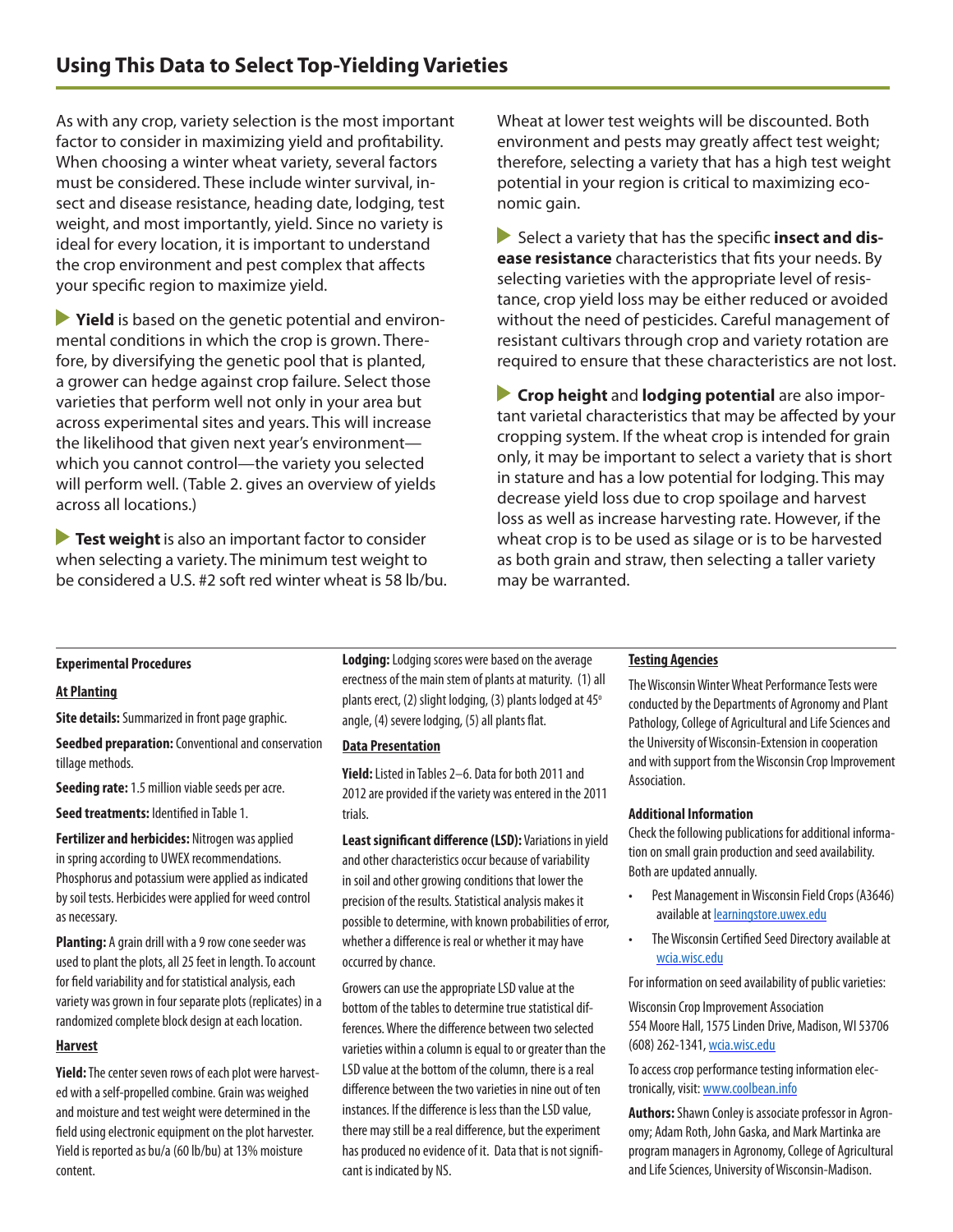## Using This Data to Select Top-Yielding Varieties

As with any crop, variety selection is the most important factor to consider in maximizing yield and profitability. When choosing a winter wheat variety, several factors must be considered. These include winter survival, insect and disease resistance, heading date, lodging, test weight, and most importantly, yield. Since no variety is ideal for every location, it is important to understand the crop environment and pest complex that affects your specific region to maximize yield.

▶ **Yield** is based on the genetic potential and environmental conditions in which the crop is grown. Therefore, by diversifying the genetic pool that is planted, a grower can hedge against crop failure. Select those varieties that perform well not only in your area but across experimental sites and years. This will increase the likelihood that given next year's environment—which you cannot control—the variety you selected will perform well. (Table 2. gives an overview of yields across all locations.)

▶ **Test weight** is also an important factor to consider when selecting a variety. The minimum test weight to be considered a U.S. #2 soft red winter wheat is 58 lb/bu. Wheat at lower test weights will be discounted. Both environment and pests may greatly affect test weight; therefore, selecting a variety that has a high test weight potential in your region is critical to maximizing economic gain.

▶ Select a variety that has the specific **insect and disease resistance** characteristics that fits your needs. By selecting varieties with the appropriate level of resistance, crop yield loss may be either reduced or avoided without the need of pesticides. Careful management of resistant cultivars through crop and variety rotation are required to ensure that these characteristics are not lost.

▶ **Crop height** and **lodging potential** are also important varietal characteristics that may be affected by your cropping system. If the wheat crop is intended for grain only, it may be important to select a variety that is short in stature and has a low potential for lodging. This may decrease yield loss due to crop spoilage and harvest loss as well as increase harvesting rate. However, if the wheat crop is to be used as silage or is to be harvested as both grain and straw, then selecting a taller variety may be warranted.

### Experimental Procedures

**At Planting**

**Site details:** Summarized in front page graphic.

**Seedbed preparation:** Conventional and conservation tillage methods.

**Seeding rate:** 1.5 million viable seeds per acre.

**Seed treatments:** Identified in Table 1.

**Fertilizer and herbicides:** Nitrogen was applied in spring according to UWEX recommendations. Phosphorus and potassium were applied as indicated by soil tests. Herbicides were applied for weed control as necessary.

**Planting:** A grain drill with a 9 row cone seeder was used to plant the plots, all 25 feet in length. To account for field variability and for statistical analysis, each variety was grown in four separate plots (replicates) in a randomized complete block design at each location.

**Harvest**

**Yield:** The center seven rows of each plot were harvested with a self-propelled combine. Grain was weighed and moisture and test weight were determined in the field using electronic equipment on the plot harvester. Yield is reported as bu/a (60 lb/bu) at 13% moisture content.

**Lodging:** Lodging scores were based on the average erectness of the main stem of plants at maturity. (1) all plants erect, (2) slight lodging, (3) plants lodged at 45° angle, (4) severe lodging, (5) all plants flat.

**Data Presentation**

**Yield:** Listed in Tables 2–6. Data for both 2011 and 2012 are provided if the variety was entered in the 2011 trials.

**Least significant difference (LSD):** Variations in yield and other characteristics occur because of variability in soil and other growing conditions that lower the precision of the results. Statistical analysis makes it possible to determine, with known probabilities of error, whether a difference is real or whether it may have occurred by chance.

Growers can use the appropriate LSD value at the bottom of the tables to determine true statistical differences. Where the difference between two selected varieties within a column is equal to or greater than the LSD value at the bottom of the column, there is a real difference between the two varieties in nine out of ten instances. If the difference is less than the LSD value, there may still be a real difference, but the experiment has produced no evidence of it. Data that is not significant is indicated by NS.

**Testing Agencies**

The Wisconsin Winter Wheat Performance Tests were conducted by the Departments of Agronomy and Plant Pathology, College of Agricultural and Life Sciences and the University of Wisconsin-Extension in cooperation and with support from the Wisconsin Crop Improvement Association.

**Additional Information**

Check the following publications for additional information on small grain production and seed availability. Both are updated annually.

- Pest Management in Wisconsin Field Crops (A3646) available at learningstore.uwex.edu
- The Wisconsin Certified Seed Directory available at wcia.wisc.edu

For information on seed availability of public varieties:

Wisconsin Crop Improvement Association
554 Moore Hall, 1575 Linden Drive, Madison, WI 53706
(608) 262-1341, wcia.wisc.edu

To access crop performance testing information electronically, visit: www.coolbean.info

**Authors:** Shawn Conley is associate professor in Agronomy; Adam Roth, John Gaska, and Mark Martinka are program managers in Agronomy, College of Agricultural and Life Sciences, University of Wisconsin-Madison.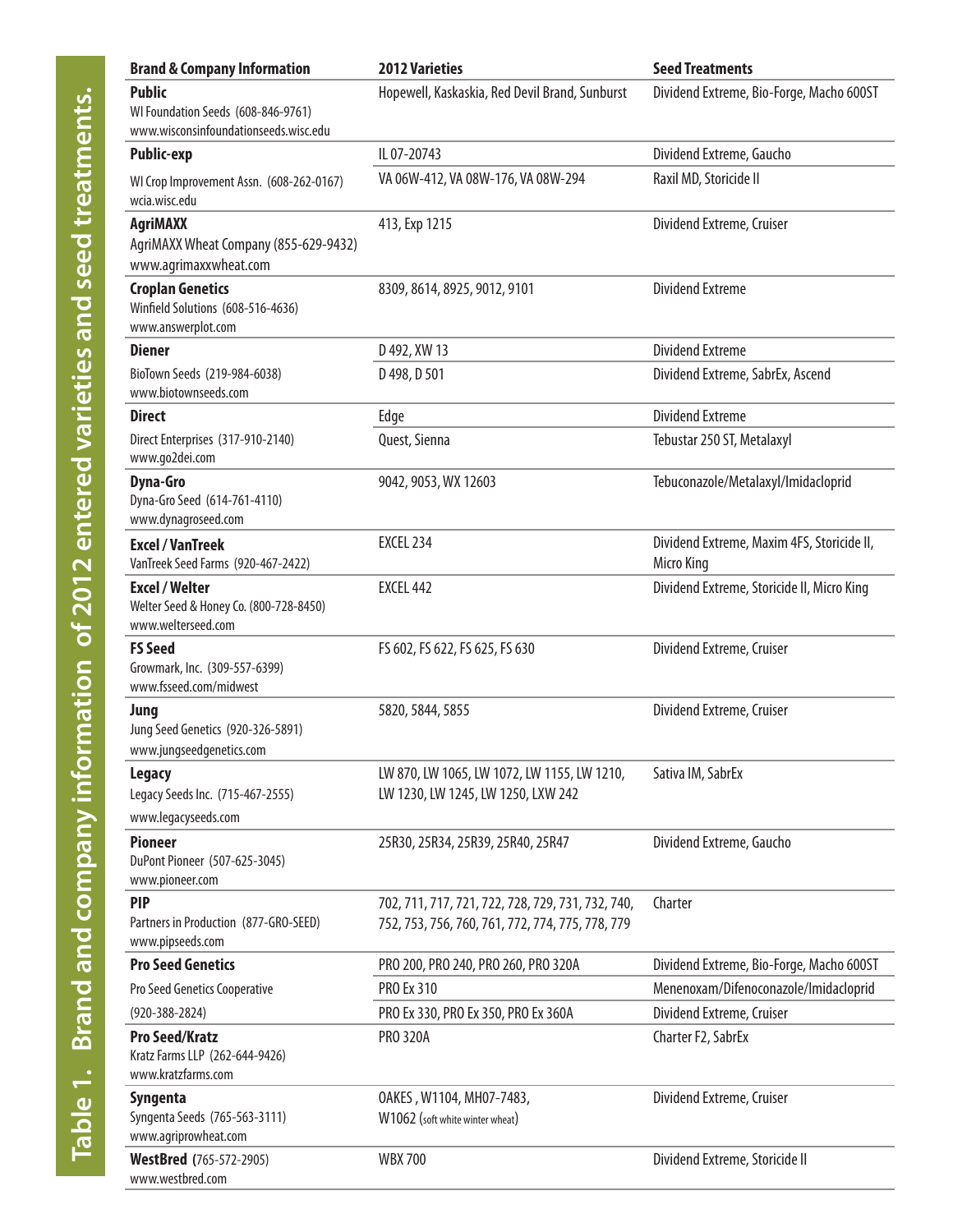## Table 1. Brand and company information of 2012 entered varieties and seed treatments.

| Brand & Company Information | 2012 Varieties | Seed Treatments |
|---|---|---|
| **Public**<br>WI Foundation Seeds (608-846-9761)<br>www.wisconsinfoundationseeds.wisc.edu | Hopewell, Kaskaskia, Red Devil Brand, Sunburst | Dividend Extreme, Bio-Forge, Macho 600ST |
| **Public-exp** | IL 07-20743 | Dividend Extreme, Gaucho |
| WI Crop Improvement Assn. (608-262-0167)<br>wcia.wisc.edu | VA 06W-412, VA 08W-176, VA 08W-294 | Raxil MD, Storicide II |
| **AgriMAXX**<br>AgriMAXX Wheat Company (855-629-9432)<br>www.agrimaxxwheat.com | 413, Exp 1215 | Dividend Extreme, Cruiser |
| **Croplan Genetics**<br>Winfield Solutions (608-516-4636)<br>www.answerplot.com | 8309, 8614, 8925, 9012, 9101 | Dividend Extreme |
| **Diener** | D 492, XW 13 | Dividend Extreme |
| BioTown Seeds (219-984-6038)<br>www.biotownseeds.com | D 498, D 501 | Dividend Extreme, SabrEx, Ascend |
| **Direct** | Edge | Dividend Extreme |
| Direct Enterprises (317-910-2140)<br>www.go2dei.com | Quest, Sienna | Tebustar 250 ST, Metalaxyl |
| **Dyna-Gro**<br>Dyna-Gro Seed (614-761-4110)<br>www.dynagroseed.com | 9042, 9053, WX 12603 | Tebuconazole/Metalaxyl/Imidacloprid |
| **Excel / VanTreek**<br>VanTreek Seed Farms (920-467-2422) | EXCEL 234 | Dividend Extreme, Maxim 4FS, Storicide II, Micro King |
| **Excel / Welter**<br>Welter Seed & Honey Co. (800-728-8450)<br>www.welterseed.com | EXCEL 442 | Dividend Extreme, Storicide II, Micro King |
| **FS Seed**<br>Growmark, Inc. (309-557-6399)<br>www.fsseed.com/midwest | FS 602, FS 622, FS 625, FS 630 | Dividend Extreme, Cruiser |
| **Jung**<br>Jung Seed Genetics (920-326-5891)<br>www.jungseedgenetics.com | 5820, 5844, 5855 | Dividend Extreme, Cruiser |
| **Legacy**<br>Legacy Seeds Inc. (715-467-2555)<br>www.legacyseeds.com | LW 870, LW 1065, LW 1072, LW 1155, LW 1210, LW 1230, LW 1245, LW 1250, LXW 242 | Sativa IM, SabrEx |
| **Pioneer**<br>DuPont Pioneer (507-625-3045)<br>www.pioneer.com | 25R30, 25R34, 25R39, 25R40, 25R47 | Dividend Extreme, Gaucho |
| **PIP**<br>Partners in Production (877-GRO-SEED)<br>www.pipseeds.com | 702, 711, 717, 721, 722, 728, 729, 731, 732, 740, 752, 753, 756, 760, 761, 772, 774, 775, 778, 779 | Charter |
| **Pro Seed Genetics** | PRO 200, PRO 240, PRO 260, PRO 320A | Dividend Extreme, Bio-Forge, Macho 600ST |
| Pro Seed Genetics Cooperative | PRO Ex 310 | Menenoxam/Difenoconazole/Imidacloprid |
| (920-388-2824) | PRO Ex 330, PRO Ex 350, PRO Ex 360A | Dividend Extreme, Cruiser |
| **Pro Seed/Kratz**<br>Kratz Farms LLP (262-644-9426)<br>www.kratzfarms.com | PRO 320A | Charter F2, SabrEx |
| **Syngenta**<br>Syngenta Seeds (765-563-3111)<br>www.agriprowheat.com | OAKES , W1104, MH07-7483, W1062 (soft white winter wheat) | Dividend Extreme, Cruiser |
| **WestBred** (765-572-2905)<br>www.westbred.com | WBX 700 | Dividend Extreme, Storicide II |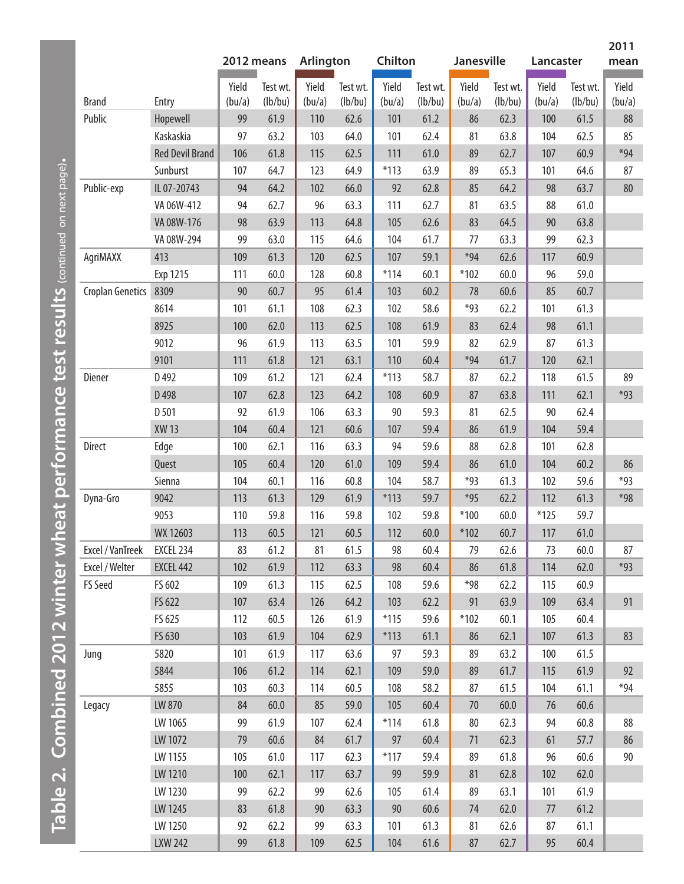## Table 2. Combined 2012 winter wheat performance test results (continued on next page).

| Brand | Entry | 2012 means | | Arlington | | Chilton | | Janesville | | Lancaster | | 2011 mean |
|---|---|---|---|---|---|---|---|---|---|---|---|---|
| | | Yield (bu/a) | Test wt. (lb/bu) | Yield (bu/a) | Test wt. (lb/bu) | Yield (bu/a) | Test wt. (lb/bu) | Yield (bu/a) | Test wt. (lb/bu) | Yield (bu/a) | Test wt. (lb/bu) | Yield (bu/a) |
| Public | Hopewell | 99 | 61.9 | 110 | 62.6 | 101 | 61.2 | 86 | 62.3 | 100 | 61.5 | 88 |
| | Kaskaskia | 97 | 63.2 | 103 | 64.0 | 101 | 62.4 | 81 | 63.8 | 104 | 62.5 | 85 |
| | Red Devil Brand | 106 | 61.8 | 115 | 62.5 | 111 | 61.0 | 89 | 62.7 | 107 | 60.9 | *94 |
| | Sunburst | 107 | 64.7 | 123 | 64.9 | *113 | 63.9 | 89 | 65.3 | 101 | 64.6 | 87 |
| Public-exp | IL 07-20743 | 94 | 64.2 | 102 | 66.0 | 92 | 62.8 | 85 | 64.2 | 98 | 63.7 | 80 |
| | VA 06W-412 | 94 | 62.7 | 96 | 63.3 | 111 | 62.7 | 81 | 63.5 | 88 | 61.0 | |
| | VA 08W-176 | 98 | 63.9 | 113 | 64.8 | 105 | 62.6 | 83 | 64.5 | 90 | 63.8 | |
| | VA 08W-294 | 99 | 63.0 | 115 | 64.6 | 104 | 61.7 | 77 | 63.3 | 99 | 62.3 | |
| AgriMAXX | 413 | 109 | 61.3 | 120 | 62.5 | 107 | 59.1 | *94 | 62.6 | 117 | 60.9 | |
| | Exp 1215 | 111 | 60.0 | 128 | 60.8 | *114 | 60.1 | *102 | 60.0 | 96 | 59.0 | |
| Croplan Genetics | 8309 | 90 | 60.7 | 95 | 61.4 | 103 | 60.2 | 78 | 60.6 | 85 | 60.7 | |
| | 8614 | 101 | 61.1 | 108 | 62.3 | 102 | 58.6 | *93 | 62.2 | 101 | 61.3 | |
| | 8925 | 100 | 62.0 | 113 | 62.5 | 108 | 61.9 | 83 | 62.4 | 98 | 61.1 | |
| | 9012 | 96 | 61.9 | 113 | 63.5 | 101 | 59.9 | 82 | 62.9 | 87 | 61.3 | |
| | 9101 | 111 | 61.8 | 121 | 63.1 | 110 | 60.4 | *94 | 61.7 | 120 | 62.1 | |
| Diener | D 492 | 109 | 61.2 | 121 | 62.4 | *113 | 58.7 | 87 | 62.2 | 118 | 61.5 | 89 |
| | D 498 | 107 | 62.8 | 123 | 64.2 | 108 | 60.9 | 87 | 63.8 | 111 | 62.1 | *93 |
| | D 501 | 92 | 61.9 | 106 | 63.3 | 90 | 59.3 | 81 | 62.5 | 90 | 62.4 | |
| | XW 13 | 104 | 60.4 | 121 | 60.6 | 107 | 59.4 | 86 | 61.9 | 104 | 59.4 | |
| Direct | Edge | 100 | 62.1 | 116 | 63.3 | 94 | 59.6 | 88 | 62.8 | 101 | 62.8 | |
| | Quest | 105 | 60.4 | 120 | 61.0 | 109 | 59.4 | 86 | 61.0 | 104 | 60.2 | 86 |
| | Sienna | 104 | 60.1 | 116 | 60.8 | 104 | 58.7 | *93 | 61.3 | 102 | 59.6 | *93 |
| Dyna-Gro | 9042 | 113 | 61.3 | 129 | 61.9 | *113 | 59.7 | *95 | 62.2 | 112 | 61.3 | *98 |
| | 9053 | 110 | 59.8 | 116 | 59.8 | 102 | 59.8 | *100 | 60.0 | *125 | 59.7 | |
| | WX 12603 | 113 | 60.5 | 121 | 60.5 | 112 | 60.0 | *102 | 60.7 | 117 | 61.0 | |
| Excel / VanTreek | EXCEL 234 | 83 | 61.2 | 81 | 61.5 | 98 | 60.4 | 79 | 62.6 | 73 | 60.0 | 87 |
| Excel / Welter | EXCEL 442 | 102 | 61.9 | 112 | 63.3 | 98 | 60.4 | 86 | 61.8 | 114 | 62.0 | *93 |
| FS Seed | FS 602 | 109 | 61.3 | 115 | 62.5 | 108 | 59.6 | *98 | 62.2 | 115 | 60.9 | |
| | FS 622 | 107 | 63.4 | 126 | 64.2 | 103 | 62.2 | 91 | 63.9 | 109 | 63.4 | 91 |
| | FS 625 | 112 | 60.5 | 126 | 61.9 | *115 | 59.6 | *102 | 60.1 | 105 | 60.4 | |
| | FS 630 | 103 | 61.9 | 104 | 62.9 | *113 | 61.1 | 86 | 62.1 | 107 | 61.3 | 83 |
| Jung | 5820 | 101 | 61.9 | 117 | 63.6 | 97 | 59.3 | 89 | 63.2 | 100 | 61.5 | |
| | 5844 | 106 | 61.2 | 114 | 62.1 | 109 | 59.0 | 89 | 61.7 | 115 | 61.9 | 92 |
| | 5855 | 103 | 60.3 | 114 | 60.5 | 108 | 58.2 | 87 | 61.5 | 104 | 61.1 | *94 |
| Legacy | LW 870 | 84 | 60.0 | 85 | 59.0 | 105 | 60.4 | 70 | 60.0 | 76 | 60.6 | |
| | LW 1065 | 99 | 61.9 | 107 | 62.4 | *114 | 61.8 | 80 | 62.3 | 94 | 60.8 | 88 |
| | LW 1072 | 79 | 60.6 | 84 | 61.7 | 97 | 60.4 | 71 | 62.3 | 61 | 57.7 | 86 |
| | LW 1155 | 105 | 61.0 | 117 | 62.3 | *117 | 59.4 | 89 | 61.8 | 96 | 60.6 | 90 |
| | LW 1210 | 100 | 62.1 | 117 | 63.7 | 99 | 59.9 | 81 | 62.8 | 102 | 62.0 | |
| | LW 1230 | 99 | 62.2 | 99 | 62.6 | 105 | 61.4 | 89 | 63.1 | 101 | 61.9 | |
| | LW 1245 | 83 | 61.8 | 90 | 63.3 | 90 | 60.6 | 74 | 62.0 | 77 | 61.2 | |
| | LW 1250 | 92 | 62.2 | 99 | 63.3 | 101 | 61.3 | 81 | 62.6 | 87 | 61.1 | |
| | LXW 242 | 99 | 61.8 | 109 | 62.5 | 104 | 61.6 | 87 | 62.7 | 95 | 60.4 | |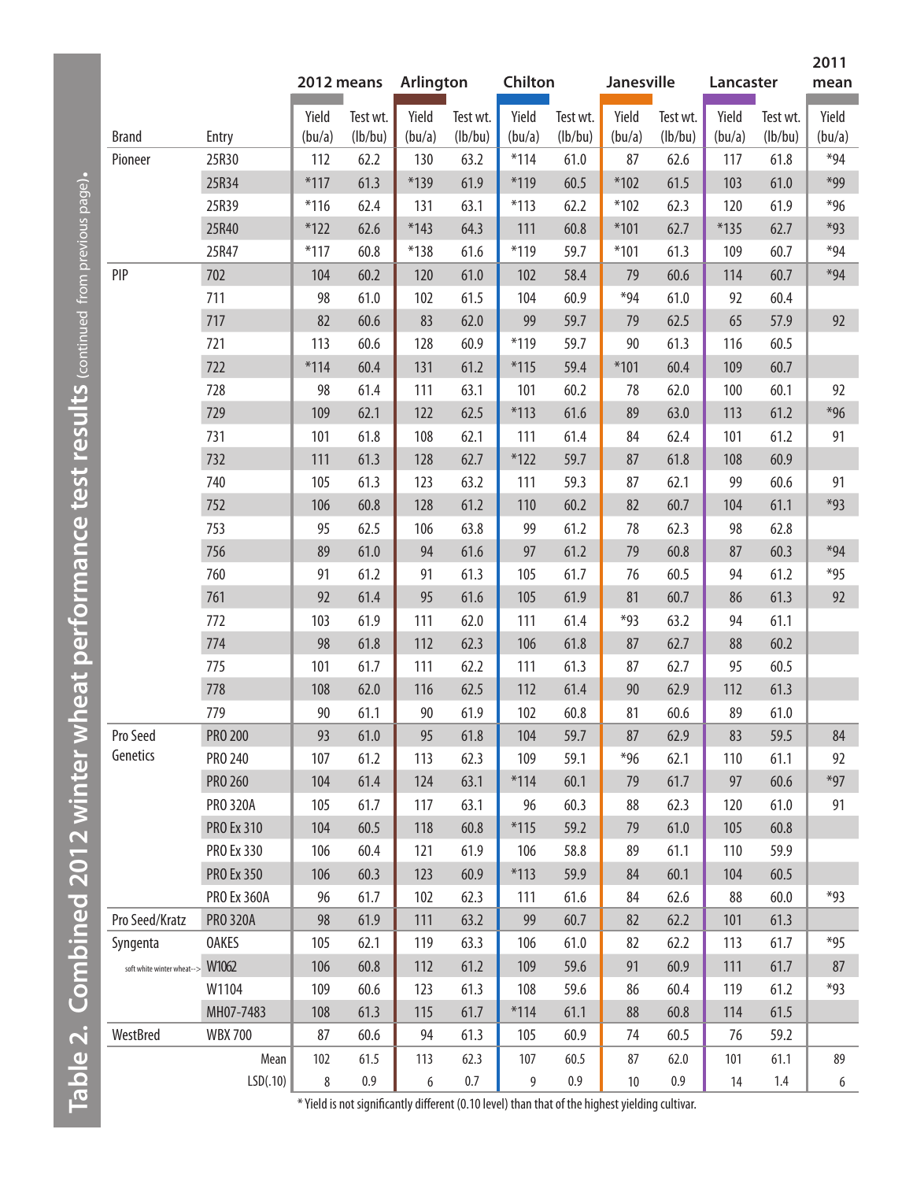# Table 2. Combined 2012 winter wheat performance test results (continued from previous page).

| Brand | Entry | 2012 means | | Arlington | | Chilton | | Janesville | | Lancaster | | 2011 mean |
|---|---|---|---|---|---|---|---|---|---|---|---|---|
| | | Yield (bu/a) | Test wt. (lb/bu) | Yield (bu/a) | Test wt. (lb/bu) | Yield (bu/a) | Test wt. (lb/bu) | Yield (bu/a) | Test wt. (lb/bu) | Yield (bu/a) | Test wt. (lb/bu) | Yield (bu/a) |
| Pioneer | 25R30 | 112 | 62.2 | 130 | 63.2 | *114 | 61.0 | 87 | 62.6 | 117 | 61.8 | *94 |
| | 25R34 | *117 | 61.3 | *139 | 61.9 | *119 | 60.5 | *102 | 61.5 | 103 | 61.0 | *99 |
| | 25R39 | *116 | 62.4 | 131 | 63.1 | *113 | 62.2 | *102 | 62.3 | 120 | 61.9 | *96 |
| | 25R40 | *122 | 62.6 | *143 | 64.3 | 111 | 60.8 | *101 | 62.7 | *135 | 62.7 | *93 |
| | 25R47 | *117 | 60.8 | *138 | 61.6 | *119 | 59.7 | *101 | 61.3 | 109 | 60.7 | *94 |
| PIP | 702 | 104 | 60.2 | 120 | 61.0 | 102 | 58.4 | 79 | 60.6 | 114 | 60.7 | *94 |
| | 711 | 98 | 61.0 | 102 | 61.5 | 104 | 60.9 | *94 | 61.0 | 92 | 60.4 | |
| | 717 | 82 | 60.6 | 83 | 62.0 | 99 | 59.7 | 79 | 62.5 | 65 | 57.9 | 92 |
| | 721 | 113 | 60.6 | 128 | 60.9 | *119 | 59.7 | 90 | 61.3 | 116 | 60.5 | |
| | 722 | *114 | 60.4 | 131 | 61.2 | *115 | 59.4 | *101 | 60.4 | 109 | 60.7 | |
| | 728 | 98 | 61.4 | 111 | 63.1 | 101 | 60.2 | 78 | 62.0 | 100 | 60.1 | 92 |
| | 729 | 109 | 62.1 | 122 | 62.5 | *113 | 61.6 | 89 | 63.0 | 113 | 61.2 | *96 |
| | 731 | 101 | 61.8 | 108 | 62.1 | 111 | 61.4 | 84 | 62.4 | 101 | 61.2 | 91 |
| | 732 | 111 | 61.3 | 128 | 62.7 | *122 | 59.7 | 87 | 61.8 | 108 | 60.9 | |
| | 740 | 105 | 61.3 | 123 | 63.2 | 111 | 59.3 | 87 | 62.1 | 99 | 60.6 | 91 |
| | 752 | 106 | 60.8 | 128 | 61.2 | 110 | 60.2 | 82 | 60.7 | 104 | 61.1 | *93 |
| | 753 | 95 | 62.5 | 106 | 63.8 | 99 | 61.2 | 78 | 62.3 | 98 | 62.8 | |
| | 756 | 89 | 61.0 | 94 | 61.6 | 97 | 61.2 | 79 | 60.8 | 87 | 60.3 | *94 |
| | 760 | 91 | 61.2 | 91 | 61.3 | 105 | 61.7 | 76 | 60.5 | 94 | 61.2 | *95 |
| | 761 | 92 | 61.4 | 95 | 61.6 | 105 | 61.9 | 81 | 60.7 | 86 | 61.3 | 92 |
| | 772 | 103 | 61.9 | 111 | 62.0 | 111 | 61.4 | *93 | 63.2 | 94 | 61.1 | |
| | 774 | 98 | 61.8 | 112 | 62.3 | 106 | 61.8 | 87 | 62.7 | 88 | 60.2 | |
| | 775 | 101 | 61.7 | 111 | 62.2 | 111 | 61.3 | 87 | 62.7 | 95 | 60.5 | |
| | 778 | 108 | 62.0 | 116 | 62.5 | 112 | 61.4 | 90 | 62.9 | 112 | 61.3 | |
| | 779 | 90 | 61.1 | 90 | 61.9 | 102 | 60.8 | 81 | 60.6 | 89 | 61.0 | |
| Pro Seed Genetics | PRO 200 | 93 | 61.0 | 95 | 61.8 | 104 | 59.7 | 87 | 62.9 | 83 | 59.5 | 84 |
| | PRO 240 | 107 | 61.2 | 113 | 62.3 | 109 | 59.1 | *96 | 62.1 | 110 | 61.1 | 92 |
| | PRO 260 | 104 | 61.4 | 124 | 63.1 | *114 | 60.1 | 79 | 61.7 | 97 | 60.6 | *97 |
| | PRO 320A | 105 | 61.7 | 117 | 63.1 | 96 | 60.3 | 88 | 62.3 | 120 | 61.0 | 91 |
| | PRO Ex 310 | 104 | 60.5 | 118 | 60.8 | *115 | 59.2 | 79 | 61.0 | 105 | 60.8 | |
| | PRO Ex 330 | 106 | 60.4 | 121 | 61.9 | 106 | 58.8 | 89 | 61.1 | 110 | 59.9 | |
| | PRO Ex 350 | 106 | 60.3 | 123 | 60.9 | *113 | 59.9 | 84 | 60.1 | 104 | 60.5 | |
| | PRO Ex 360A | 96 | 61.7 | 102 | 62.3 | 111 | 61.6 | 84 | 62.6 | 88 | 60.0 | *93 |
| Pro Seed/Kratz | PRO 320A | 98 | 61.9 | 111 | 63.2 | 99 | 60.7 | 82 | 62.2 | 101 | 61.3 | |
| Syngenta | OAKES | 105 | 62.1 | 119 | 63.3 | 106 | 61.0 | 82 | 62.2 | 113 | 61.7 | *95 |
| soft white winter wheat--> | W1062 | 106 | 60.8 | 112 | 61.2 | 109 | 59.6 | 91 | 60.9 | 111 | 61.7 | 87 |
| | W1104 | 109 | 60.6 | 123 | 61.3 | 108 | 59.6 | 86 | 60.4 | 119 | 61.2 | *93 |
| | MH07-7483 | 108 | 61.3 | 115 | 61.7 | *114 | 61.1 | 88 | 60.8 | 114 | 61.5 | |
| WestBred | WBX 700 | 87 | 60.6 | 94 | 61.3 | 105 | 60.9 | 74 | 60.5 | 76 | 59.2 | |
| | Mean | 102 | 61.5 | 113 | 62.3 | 107 | 60.5 | 87 | 62.0 | 101 | 61.1 | 89 |
| | LSD(.10) | 8 | 0.9 | 6 | 0.7 | 9 | 0.9 | 10 | 0.9 | 14 | 1.4 | 6 |

* Yield is not significantly different (0.10 level) than that of the highest yielding cultivar.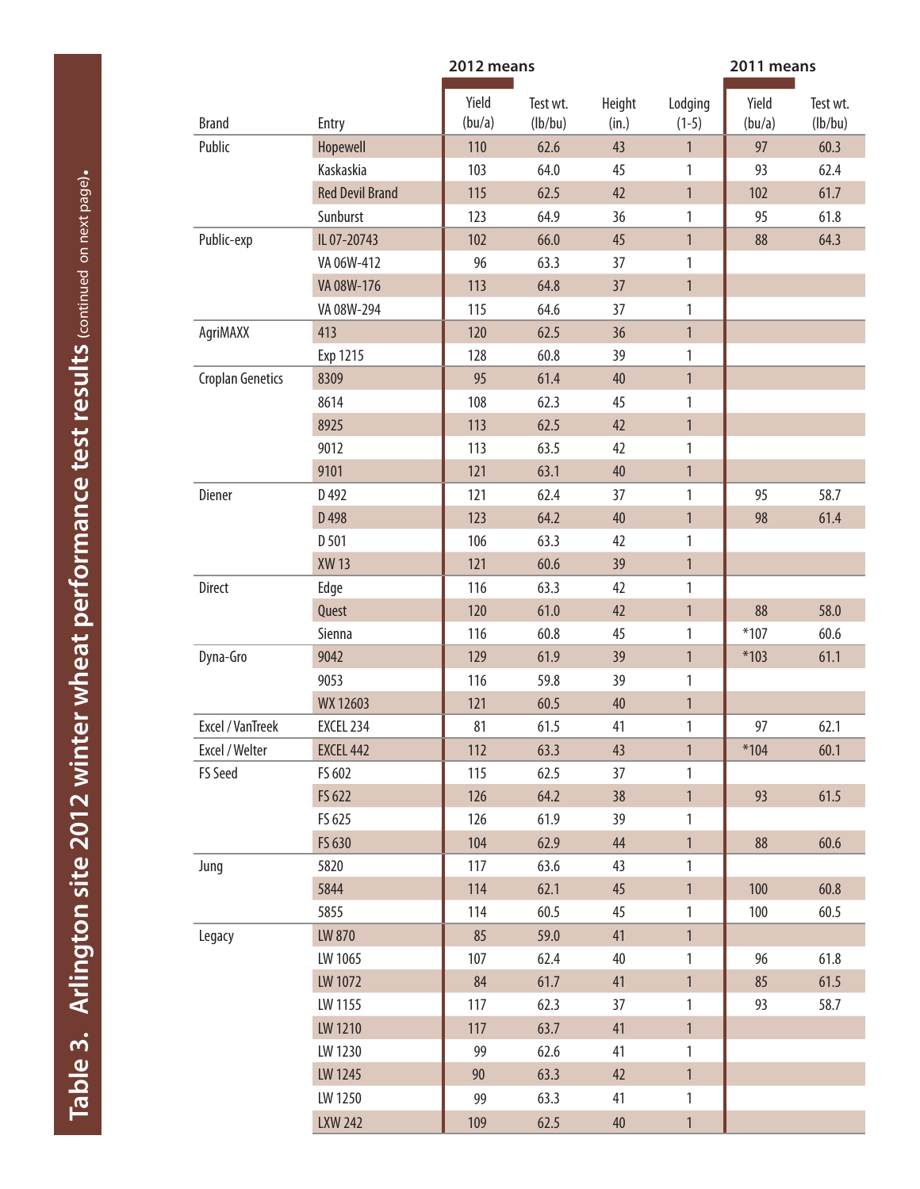## Table 3. Arlington site 2012 winter wheat performance test results (continued on next page).

| | | 2012 means | | | | 2011 means | |
|---|---|---|---|---|---|---|---|
| Brand | Entry | Yield (bu/a) | Test wt. (lb/bu) | Height (in.) | Lodging (1-5) | Yield (bu/a) | Test wt. (lb/bu) |
| Public | Hopewell | 110 | 62.6 | 43 | 1 | 97 | 60.3 |
| | Kaskaskia | 103 | 64.0 | 45 | 1 | 93 | 62.4 |
| | Red Devil Brand | 115 | 62.5 | 42 | 1 | 102 | 61.7 |
| | Sunburst | 123 | 64.9 | 36 | 1 | 95 | 61.8 |
| Public-exp | IL 07-20743 | 102 | 66.0 | 45 | 1 | 88 | 64.3 |
| | VA 06W-412 | 96 | 63.3 | 37 | 1 | | |
| | VA 08W-176 | 113 | 64.8 | 37 | 1 | | |
| | VA 08W-294 | 115 | 64.6 | 37 | 1 | | |
| AgriMAXX | 413 | 120 | 62.5 | 36 | 1 | | |
| | Exp 1215 | 128 | 60.8 | 39 | 1 | | |
| Croplan Genetics | 8309 | 95 | 61.4 | 40 | 1 | | |
| | 8614 | 108 | 62.3 | 45 | 1 | | |
| | 8925 | 113 | 62.5 | 42 | 1 | | |
| | 9012 | 113 | 63.5 | 42 | 1 | | |
| | 9101 | 121 | 63.1 | 40 | 1 | | |
| Diener | D 492 | 121 | 62.4 | 37 | 1 | 95 | 58.7 |
| | D 498 | 123 | 64.2 | 40 | 1 | 98 | 61.4 |
| | D 501 | 106 | 63.3 | 42 | 1 | | |
| | XW 13 | 121 | 60.6 | 39 | 1 | | |
| Direct | Edge | 116 | 63.3 | 42 | 1 | | |
| | Quest | 120 | 61.0 | 42 | 1 | 88 | 58.0 |
| | Sienna | 116 | 60.8 | 45 | 1 | *107 | 60.6 |
| Dyna-Gro | 9042 | 129 | 61.9 | 39 | 1 | *103 | 61.1 |
| | 9053 | 116 | 59.8 | 39 | 1 | | |
| | WX 12603 | 121 | 60.5 | 40 | 1 | | |
| Excel / VanTreek | EXCEL 234 | 81 | 61.5 | 41 | 1 | 97 | 62.1 |
| Excel / Welter | EXCEL 442 | 112 | 63.3 | 43 | 1 | *104 | 60.1 |
| FS Seed | FS 602 | 115 | 62.5 | 37 | 1 | | |
| | FS 622 | 126 | 64.2 | 38 | 1 | 93 | 61.5 |
| | FS 625 | 126 | 61.9 | 39 | 1 | | |
| | FS 630 | 104 | 62.9 | 44 | 1 | 88 | 60.6 |
| Jung | 5820 | 117 | 63.6 | 43 | 1 | | |
| | 5844 | 114 | 62.1 | 45 | 1 | 100 | 60.8 |
| | 5855 | 114 | 60.5 | 45 | 1 | 100 | 60.5 |
| Legacy | LW 870 | 85 | 59.0 | 41 | 1 | | |
| | LW 1065 | 107 | 62.4 | 40 | 1 | 96 | 61.8 |
| | LW 1072 | 84 | 61.7 | 41 | 1 | 85 | 61.5 |
| | LW 1155 | 117 | 62.3 | 37 | 1 | 93 | 58.7 |
| | LW 1210 | 117 | 63.7 | 41 | 1 | | |
| | LW 1230 | 99 | 62.6 | 41 | 1 | | |
| | LW 1245 | 90 | 63.3 | 42 | 1 | | |
| | LW 1250 | 99 | 63.3 | 41 | 1 | | |
| | LXW 242 | 109 | 62.5 | 40 | 1 | | |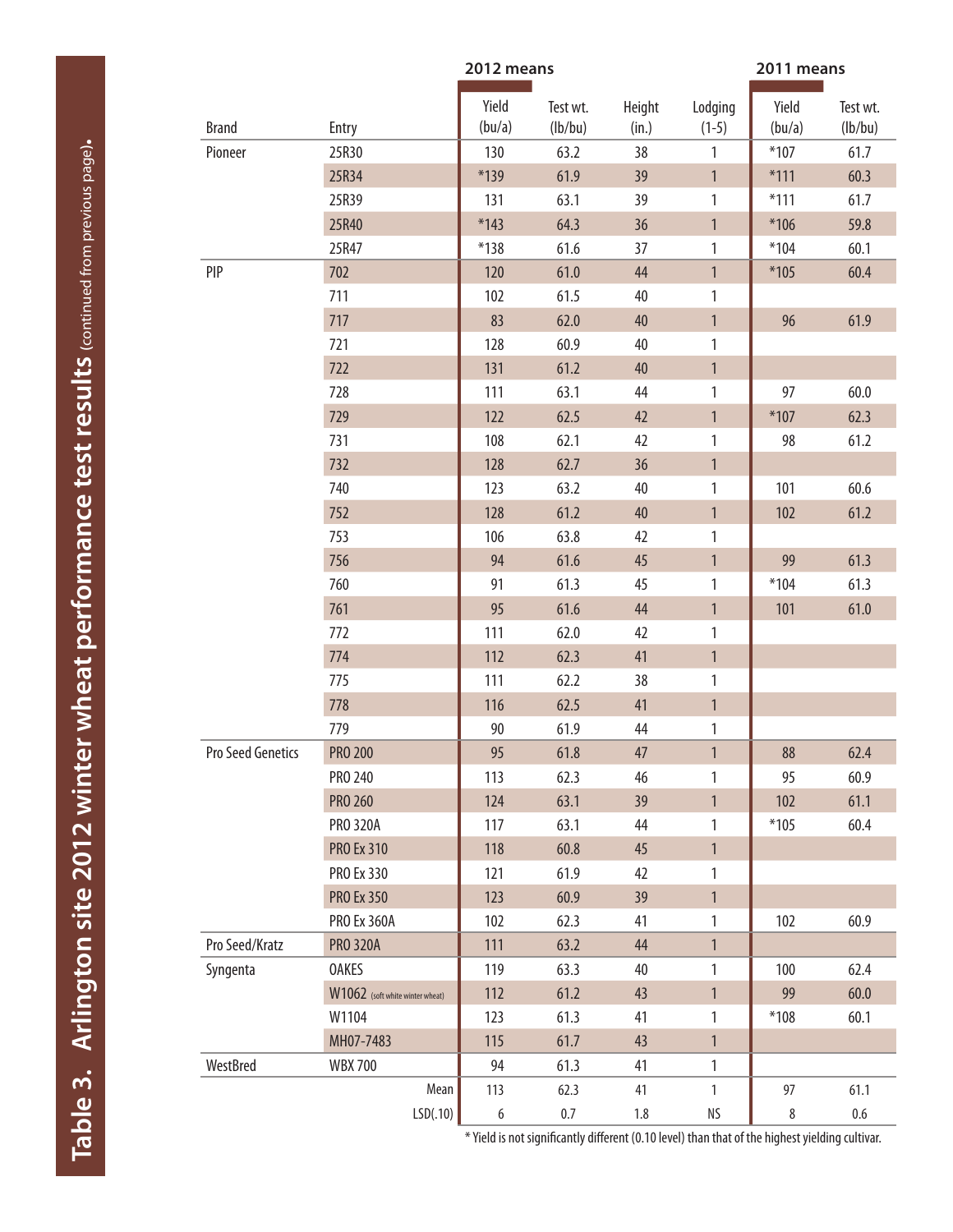# Table 3. Arlington site 2012 winter wheat performance test results (continued from previous page).

| | | 2012 means | | | | 2011 means | |
|---|---|---|---|---|---|---|---|
| Brand | Entry | Yield (bu/a) | Test wt. (lb/bu) | Height (in.) | Lodging (1-5) | Yield (bu/a) | Test wt. (lb/bu) |
| Pioneer | 25R30 | 130 | 63.2 | 38 | 1 | *107 | 61.7 |
| | 25R34 | *139 | 61.9 | 39 | 1 | *111 | 60.3 |
| | 25R39 | 131 | 63.1 | 39 | 1 | *111 | 61.7 |
| | 25R40 | *143 | 64.3 | 36 | 1 | *106 | 59.8 |
| | 25R47 | *138 | 61.6 | 37 | 1 | *104 | 60.1 |
| PIP | 702 | 120 | 61.0 | 44 | 1 | *105 | 60.4 |
| | 711 | 102 | 61.5 | 40 | 1 | | |
| | 717 | 83 | 62.0 | 40 | 1 | 96 | 61.9 |
| | 721 | 128 | 60.9 | 40 | 1 | | |
| | 722 | 131 | 61.2 | 40 | 1 | | |
| | 728 | 111 | 63.1 | 44 | 1 | 97 | 60.0 |
| | 729 | 122 | 62.5 | 42 | 1 | *107 | 62.3 |
| | 731 | 108 | 62.1 | 42 | 1 | 98 | 61.2 |
| | 732 | 128 | 62.7 | 36 | 1 | | |
| | 740 | 123 | 63.2 | 40 | 1 | 101 | 60.6 |
| | 752 | 128 | 61.2 | 40 | 1 | 102 | 61.2 |
| | 753 | 106 | 63.8 | 42 | 1 | | |
| | 756 | 94 | 61.6 | 45 | 1 | 99 | 61.3 |
| | 760 | 91 | 61.3 | 45 | 1 | *104 | 61.3 |
| | 761 | 95 | 61.6 | 44 | 1 | 101 | 61.0 |
| | 772 | 111 | 62.0 | 42 | 1 | | |
| | 774 | 112 | 62.3 | 41 | 1 | | |
| | 775 | 111 | 62.2 | 38 | 1 | | |
| | 778 | 116 | 62.5 | 41 | 1 | | |
| | 779 | 90 | 61.9 | 44 | 1 | | |
| Pro Seed Genetics | PRO 200 | 95 | 61.8 | 47 | 1 | 88 | 62.4 |
| | PRO 240 | 113 | 62.3 | 46 | 1 | 95 | 60.9 |
| | PRO 260 | 124 | 63.1 | 39 | 1 | 102 | 61.1 |
| | PRO 320A | 117 | 63.1 | 44 | 1 | *105 | 60.4 |
| | PRO Ex 310 | 118 | 60.8 | 45 | 1 | | |
| | PRO Ex 330 | 121 | 61.9 | 42 | 1 | | |
| | PRO Ex 350 | 123 | 60.9 | 39 | 1 | | |
| | PRO Ex 360A | 102 | 62.3 | 41 | 1 | 102 | 60.9 |
| Pro Seed/Kratz | PRO 320A | 111 | 63.2 | 44 | 1 | | |
| Syngenta | OAKES | 119 | 63.3 | 40 | 1 | 100 | 62.4 |
| | W1062 (soft white winter wheat) | 112 | 61.2 | 43 | 1 | 99 | 60.0 |
| | W1104 | 123 | 61.3 | 41 | 1 | *108 | 60.1 |
| | MH07-7483 | 115 | 61.7 | 43 | 1 | | |
| WestBred | WBX 700 | 94 | 61.3 | 41 | 1 | | |
| | Mean | 113 | 62.3 | 41 | 1 | 97 | 61.1 |
| | LSD(.10) | 6 | 0.7 | 1.8 | NS | 8 | 0.6 |

* Yield is not significantly different (0.10 level) than that of the highest yielding cultivar.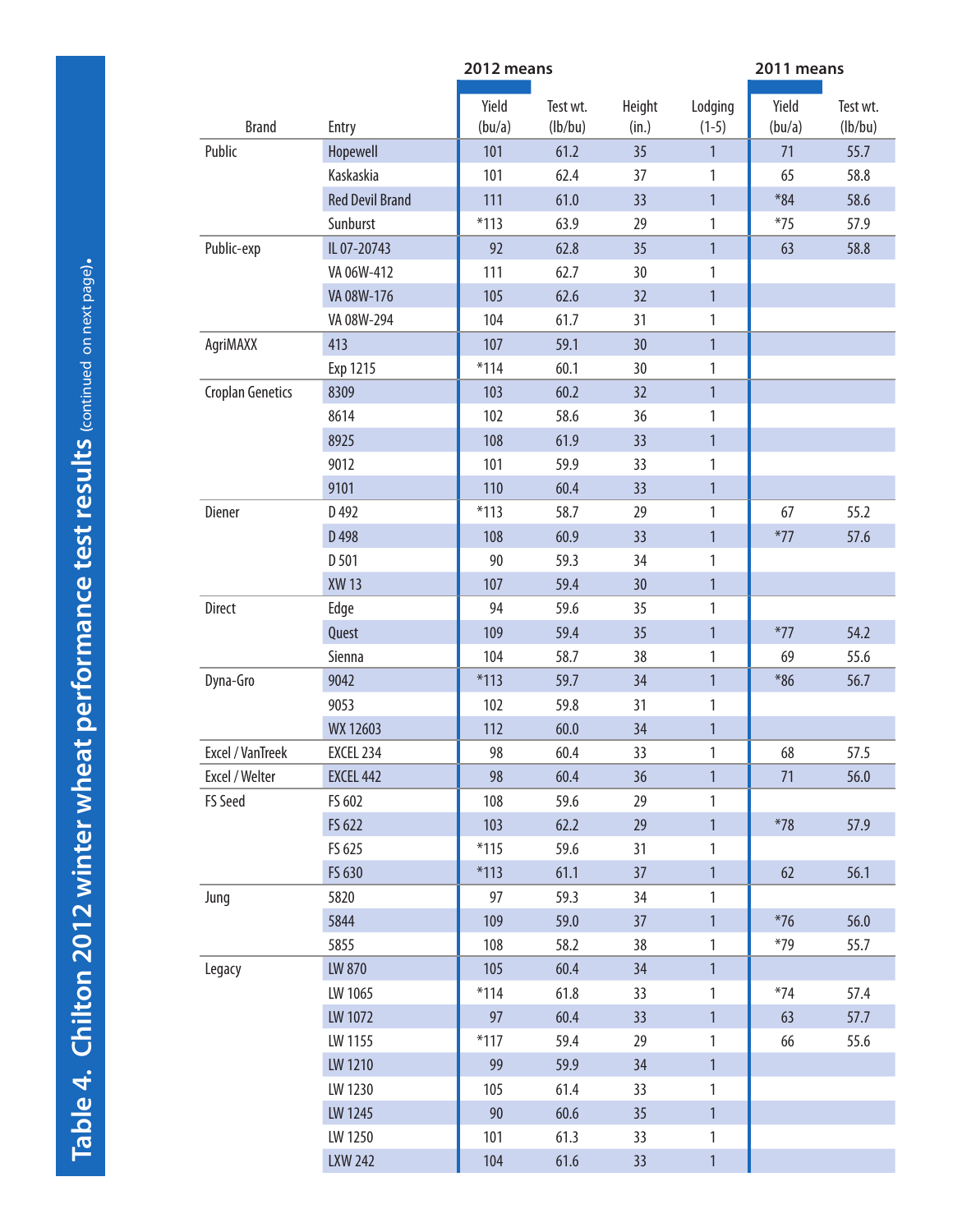# Table 4. Chilton 2012 winter wheat performance test results (continued on next page).

| Brand | Entry | 2012 means | | | | 2011 means | |
|---|---|---|---|---|---|---|---|
| | | Yield (bu/a) | Test wt. (lb/bu) | Height (in.) | Lodging (1-5) | Yield (bu/a) | Test wt. (lb/bu) |
| Public | Hopewell | 101 | 61.2 | 35 | 1 | 71 | 55.7 |
| | Kaskaskia | 101 | 62.4 | 37 | 1 | 65 | 58.8 |
| | Red Devil Brand | 111 | 61.0 | 33 | 1 | *84 | 58.6 |
| | Sunburst | *113 | 63.9 | 29 | 1 | *75 | 57.9 |
| Public-exp | IL 07-20743 | 92 | 62.8 | 35 | 1 | 63 | 58.8 |
| | VA 06W-412 | 111 | 62.7 | 30 | 1 | | |
| | VA 08W-176 | 105 | 62.6 | 32 | 1 | | |
| | VA 08W-294 | 104 | 61.7 | 31 | 1 | | |
| AgriMAXX | 413 | 107 | 59.1 | 30 | 1 | | |
| | Exp 1215 | *114 | 60.1 | 30 | 1 | | |
| Croplan Genetics | 8309 | 103 | 60.2 | 32 | 1 | | |
| | 8614 | 102 | 58.6 | 36 | 1 | | |
| | 8925 | 108 | 61.9 | 33 | 1 | | |
| | 9012 | 101 | 59.9 | 33 | 1 | | |
| | 9101 | 110 | 60.4 | 33 | 1 | | |
| Diener | D 492 | *113 | 58.7 | 29 | 1 | 67 | 55.2 |
| | D 498 | 108 | 60.9 | 33 | 1 | *77 | 57.6 |
| | D 501 | 90 | 59.3 | 34 | 1 | | |
| | XW 13 | 107 | 59.4 | 30 | 1 | | |
| Direct | Edge | 94 | 59.6 | 35 | 1 | | |
| | Quest | 109 | 59.4 | 35 | 1 | *77 | 54.2 |
| | Sienna | 104 | 58.7 | 38 | 1 | 69 | 55.6 |
| Dyna-Gro | 9042 | *113 | 59.7 | 34 | 1 | *86 | 56.7 |
| | 9053 | 102 | 59.8 | 31 | 1 | | |
| | WX 12603 | 112 | 60.0 | 34 | 1 | | |
| Excel / VanTreek | EXCEL 234 | 98 | 60.4 | 33 | 1 | 68 | 57.5 |
| Excel / Welter | EXCEL 442 | 98 | 60.4 | 36 | 1 | 71 | 56.0 |
| FS Seed | FS 602 | 108 | 59.6 | 29 | 1 | | |
| | FS 622 | 103 | 62.2 | 29 | 1 | *78 | 57.9 |
| | FS 625 | *115 | 59.6 | 31 | 1 | | |
| | FS 630 | *113 | 61.1 | 37 | 1 | 62 | 56.1 |
| Jung | 5820 | 97 | 59.3 | 34 | 1 | | |
| | 5844 | 109 | 59.0 | 37 | 1 | *76 | 56.0 |
| | 5855 | 108 | 58.2 | 38 | 1 | *79 | 55.7 |
| Legacy | LW 870 | 105 | 60.4 | 34 | 1 | | |
| | LW 1065 | *114 | 61.8 | 33 | 1 | *74 | 57.4 |
| | LW 1072 | 97 | 60.4 | 33 | 1 | 63 | 57.7 |
| | LW 1155 | *117 | 59.4 | 29 | 1 | 66 | 55.6 |
| | LW 1210 | 99 | 59.9 | 34 | 1 | | |
| | LW 1230 | 105 | 61.4 | 33 | 1 | | |
| | LW 1245 | 90 | 60.6 | 35 | 1 | | |
| | LW 1250 | 101 | 61.3 | 33 | 1 | | |
| | LXW 242 | 104 | 61.6 | 33 | 1 | | |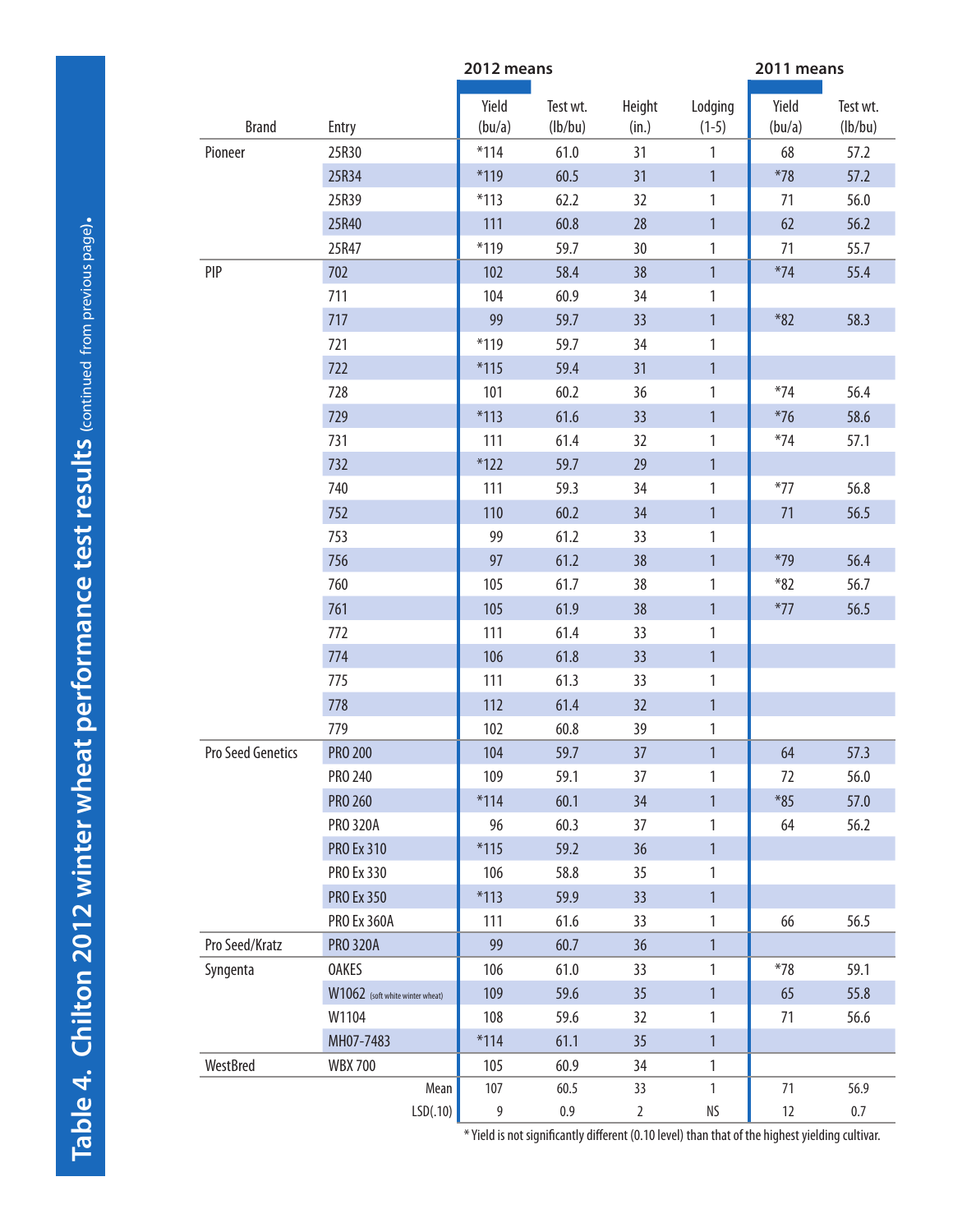## Table 4. Chilton 2012 winter wheat performance test results (continued from previous page).

| Brand | Entry | 2012 means Yield (bu/a) | 2012 means Test wt. (lb/bu) | 2012 means Height (in.) | 2012 means Lodging (1-5) | 2011 means Yield (bu/a) | 2011 means Test wt. (lb/bu) |
|---|---|---|---|---|---|---|---|
| Pioneer | 25R30 | *114 | 61.0 | 31 | 1 | 68 | 57.2 |
| | 25R34 | *119 | 60.5 | 31 | 1 | *78 | 57.2 |
| | 25R39 | *113 | 62.2 | 32 | 1 | 71 | 56.0 |
| | 25R40 | 111 | 60.8 | 28 | 1 | 62 | 56.2 |
| | 25R47 | *119 | 59.7 | 30 | 1 | 71 | 55.7 |
| PIP | 702 | 102 | 58.4 | 38 | 1 | *74 | 55.4 |
| | 711 | 104 | 60.9 | 34 | 1 | | |
| | 717 | 99 | 59.7 | 33 | 1 | *82 | 58.3 |
| | 721 | *119 | 59.7 | 34 | 1 | | |
| | 722 | *115 | 59.4 | 31 | 1 | | |
| | 728 | 101 | 60.2 | 36 | 1 | *74 | 56.4 |
| | 729 | *113 | 61.6 | 33 | 1 | *76 | 58.6 |
| | 731 | 111 | 61.4 | 32 | 1 | *74 | 57.1 |
| | 732 | *122 | 59.7 | 29 | 1 | | |
| | 740 | 111 | 59.3 | 34 | 1 | *77 | 56.8 |
| | 752 | 110 | 60.2 | 34 | 1 | 71 | 56.5 |
| | 753 | 99 | 61.2 | 33 | 1 | | |
| | 756 | 97 | 61.2 | 38 | 1 | *79 | 56.4 |
| | 760 | 105 | 61.7 | 38 | 1 | *82 | 56.7 |
| | 761 | 105 | 61.9 | 38 | 1 | *77 | 56.5 |
| | 772 | 111 | 61.4 | 33 | 1 | | |
| | 774 | 106 | 61.8 | 33 | 1 | | |
| | 775 | 111 | 61.3 | 33 | 1 | | |
| | 778 | 112 | 61.4 | 32 | 1 | | |
| | 779 | 102 | 60.8 | 39 | 1 | | |
| Pro Seed Genetics | PRO 200 | 104 | 59.7 | 37 | 1 | 64 | 57.3 |
| | PRO 240 | 109 | 59.1 | 37 | 1 | 72 | 56.0 |
| | PRO 260 | *114 | 60.1 | 34 | 1 | *85 | 57.0 |
| | PRO 320A | 96 | 60.3 | 37 | 1 | 64 | 56.2 |
| | PRO Ex 310 | *115 | 59.2 | 36 | 1 | | |
| | PRO Ex 330 | 106 | 58.8 | 35 | 1 | | |
| | PRO Ex 350 | *113 | 59.9 | 33 | 1 | | |
| | PRO Ex 360A | 111 | 61.6 | 33 | 1 | 66 | 56.5 |
| Pro Seed/Kratz | PRO 320A | 99 | 60.7 | 36 | 1 | | |
| Syngenta | OAKES | 106 | 61.0 | 33 | 1 | *78 | 59.1 |
| | W1062 (soft white winter wheat) | 109 | 59.6 | 35 | 1 | 65 | 55.8 |
| | W1104 | 108 | 59.6 | 32 | 1 | 71 | 56.6 |
| | MH07-7483 | *114 | 61.1 | 35 | 1 | | |
| WestBred | WBX 700 | 105 | 60.9 | 34 | 1 | | |
| | Mean | 107 | 60.5 | 33 | 1 | 71 | 56.9 |
| | LSD(.10) | 9 | 0.9 | 2 | NS | 12 | 0.7 |

\* Yield is not significantly different (0.10 level) than that of the highest yielding cultivar.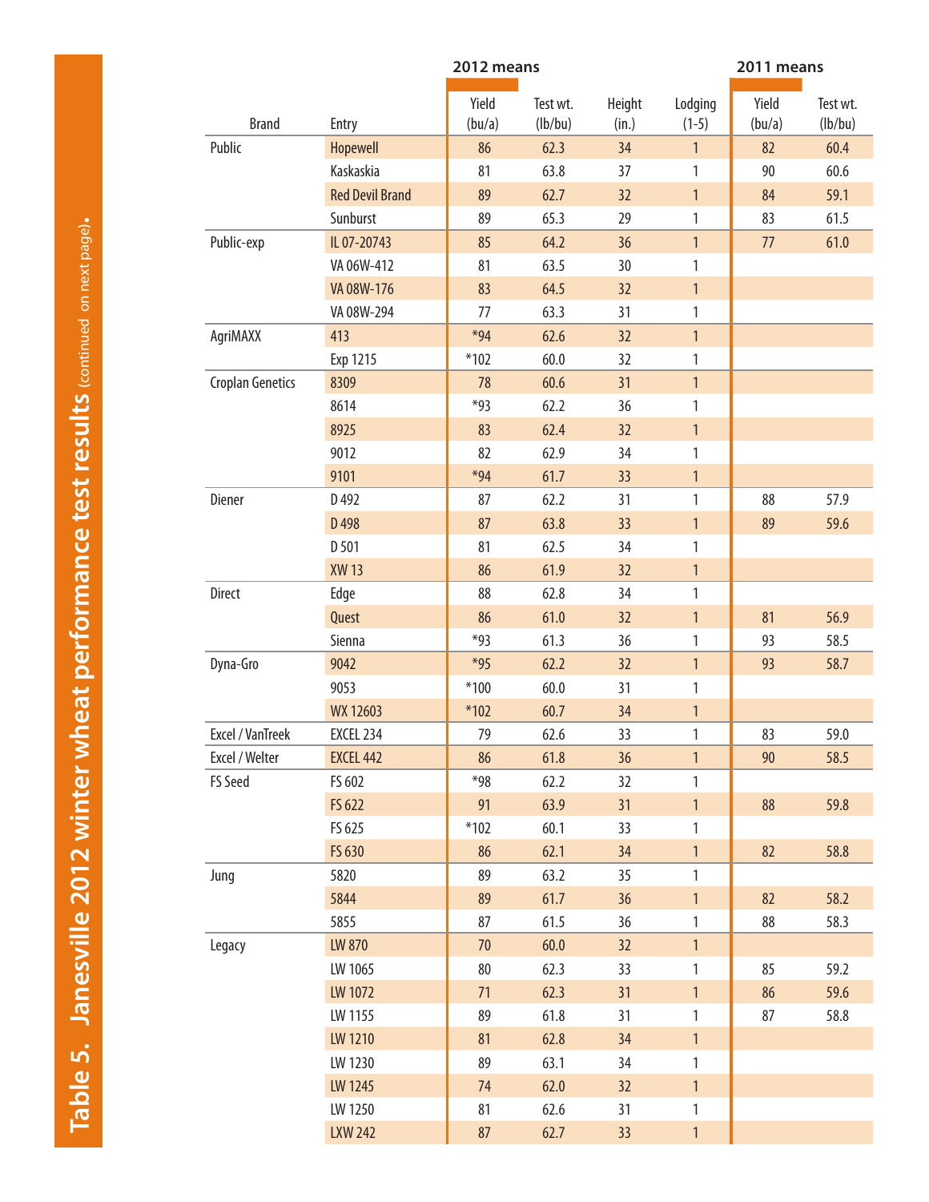## Table 5. Janesville 2012 winter wheat performance test results (continued on next page).

| Brand | Entry | 2012 means | | | | 2011 means | |
|---|---|---|---|---|---|---|---|
| | | Yield (bu/a) | Test wt. (lb/bu) | Height (in.) | Lodging (1-5) | Yield (bu/a) | Test wt. (lb/bu) |
| Public | Hopewell | 86 | 62.3 | 34 | 1 | 82 | 60.4 |
| | Kaskaskia | 81 | 63.8 | 37 | 1 | 90 | 60.6 |
| | Red Devil Brand | 89 | 62.7 | 32 | 1 | 84 | 59.1 |
| | Sunburst | 89 | 65.3 | 29 | 1 | 83 | 61.5 |
| Public-exp | IL 07-20743 | 85 | 64.2 | 36 | 1 | 77 | 61.0 |
| | VA 06W-412 | 81 | 63.5 | 30 | 1 | | |
| | VA 08W-176 | 83 | 64.5 | 32 | 1 | | |
| | VA 08W-294 | 77 | 63.3 | 31 | 1 | | |
| AgriMAXX | 413 | *94 | 62.6 | 32 | 1 | | |
| | Exp 1215 | *102 | 60.0 | 32 | 1 | | |
| Croplan Genetics | 8309 | 78 | 60.6 | 31 | 1 | | |
| | 8614 | *93 | 62.2 | 36 | 1 | | |
| | 8925 | 83 | 62.4 | 32 | 1 | | |
| | 9012 | 82 | 62.9 | 34 | 1 | | |
| | 9101 | *94 | 61.7 | 33 | 1 | | |
| Diener | D 492 | 87 | 62.2 | 31 | 1 | 88 | 57.9 |
| | D 498 | 87 | 63.8 | 33 | 1 | 89 | 59.6 |
| | D 501 | 81 | 62.5 | 34 | 1 | | |
| | XW 13 | 86 | 61.9 | 32 | 1 | | |
| Direct | Edge | 88 | 62.8 | 34 | 1 | | |
| | Quest | 86 | 61.0 | 32 | 1 | 81 | 56.9 |
| | Sienna | *93 | 61.3 | 36 | 1 | 93 | 58.5 |
| Dyna-Gro | 9042 | *95 | 62.2 | 32 | 1 | 93 | 58.7 |
| | 9053 | *100 | 60.0 | 31 | 1 | | |
| | WX 12603 | *102 | 60.7 | 34 | 1 | | |
| Excel / VanTreek | EXCEL 234 | 79 | 62.6 | 33 | 1 | 83 | 59.0 |
| Excel / Welter | EXCEL 442 | 86 | 61.8 | 36 | 1 | 90 | 58.5 |
| FS Seed | FS 602 | *98 | 62.2 | 32 | 1 | | |
| | FS 622 | 91 | 63.9 | 31 | 1 | 88 | 59.8 |
| | FS 625 | *102 | 60.1 | 33 | 1 | | |
| | FS 630 | 86 | 62.1 | 34 | 1 | 82 | 58.8 |
| Jung | 5820 | 89 | 63.2 | 35 | 1 | | |
| | 5844 | 89 | 61.7 | 36 | 1 | 82 | 58.2 |
| | 5855 | 87 | 61.5 | 36 | 1 | 88 | 58.3 |
| Legacy | LW 870 | 70 | 60.0 | 32 | 1 | | |
| | LW 1065 | 80 | 62.3 | 33 | 1 | 85 | 59.2 |
| | LW 1072 | 71 | 62.3 | 31 | 1 | 86 | 59.6 |
| | LW 1155 | 89 | 61.8 | 31 | 1 | 87 | 58.8 |
| | LW 1210 | 81 | 62.8 | 34 | 1 | | |
| | LW 1230 | 89 | 63.1 | 34 | 1 | | |
| | LW 1245 | 74 | 62.0 | 32 | 1 | | |
| | LW 1250 | 81 | 62.6 | 31 | 1 | | |
| | LXW 242 | 87 | 62.7 | 33 | 1 | | |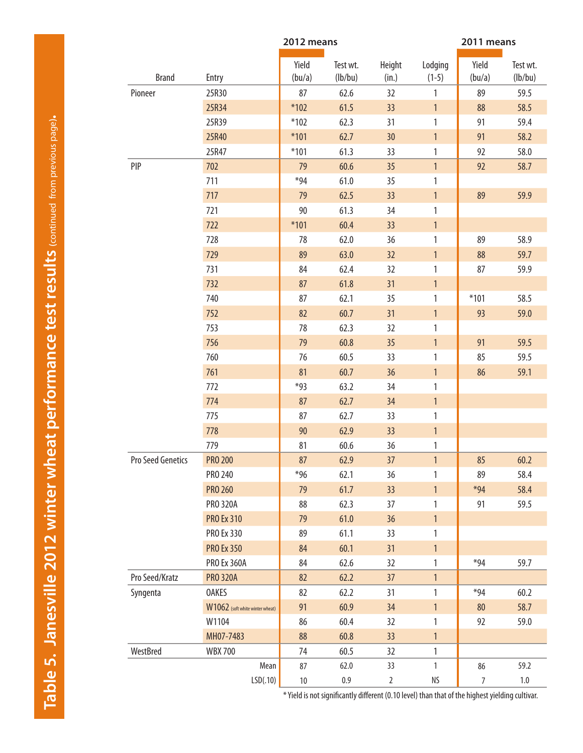# Table 5. Janesville 2012 winter wheat performance test results (continued from previous page).

| Brand | Entry | 2012 means Yield (bu/a) | 2012 means Test wt. (lb/bu) | 2012 means Height (in.) | 2012 means Lodging (1-5) | 2011 means Yield (bu/a) | 2011 means Test wt. (lb/bu) |
|---|---|---|---|---|---|---|---|
| Pioneer | 25R30 | 87 | 62.6 | 32 | 1 | 89 | 59.5 |
| | 25R34 | *102 | 61.5 | 33 | 1 | 88 | 58.5 |
| | 25R39 | *102 | 62.3 | 31 | 1 | 91 | 59.4 |
| | 25R40 | *101 | 62.7 | 30 | 1 | 91 | 58.2 |
| | 25R47 | *101 | 61.3 | 33 | 1 | 92 | 58.0 |
| PIP | 702 | 79 | 60.6 | 35 | 1 | 92 | 58.7 |
| | 711 | *94 | 61.0 | 35 | 1 | | |
| | 717 | 79 | 62.5 | 33 | 1 | 89 | 59.9 |
| | 721 | 90 | 61.3 | 34 | 1 | | |
| | 722 | *101 | 60.4 | 33 | 1 | | |
| | 728 | 78 | 62.0 | 36 | 1 | 89 | 58.9 |
| | 729 | 89 | 63.0 | 32 | 1 | 88 | 59.7 |
| | 731 | 84 | 62.4 | 32 | 1 | 87 | 59.9 |
| | 732 | 87 | 61.8 | 31 | 1 | | |
| | 740 | 87 | 62.1 | 35 | 1 | *101 | 58.5 |
| | 752 | 82 | 60.7 | 31 | 1 | 93 | 59.0 |
| | 753 | 78 | 62.3 | 32 | 1 | | |
| | 756 | 79 | 60.8 | 35 | 1 | 91 | 59.5 |
| | 760 | 76 | 60.5 | 33 | 1 | 85 | 59.5 |
| | 761 | 81 | 60.7 | 36 | 1 | 86 | 59.1 |
| | 772 | *93 | 63.2 | 34 | 1 | | |
| | 774 | 87 | 62.7 | 34 | 1 | | |
| | 775 | 87 | 62.7 | 33 | 1 | | |
| | 778 | 90 | 62.9 | 33 | 1 | | |
| | 779 | 81 | 60.6 | 36 | 1 | | |
| Pro Seed Genetics | PRO 200 | 87 | 62.9 | 37 | 1 | 85 | 60.2 |
| | PRO 240 | *96 | 62.1 | 36 | 1 | 89 | 58.4 |
| | PRO 260 | 79 | 61.7 | 33 | 1 | *94 | 58.4 |
| | PRO 320A | 88 | 62.3 | 37 | 1 | 91 | 59.5 |
| | PRO Ex 310 | 79 | 61.0 | 36 | 1 | | |
| | PRO Ex 330 | 89 | 61.1 | 33 | 1 | | |
| | PRO Ex 350 | 84 | 60.1 | 31 | 1 | | |
| | PRO Ex 360A | 84 | 62.6 | 32 | 1 | *94 | 59.7 |
| Pro Seed/Kratz | PRO 320A | 82 | 62.2 | 37 | 1 | | |
| Syngenta | OAKES | 82 | 62.2 | 31 | 1 | *94 | 60.2 |
| | W1062 (soft white winter wheat) | 91 | 60.9 | 34 | 1 | 80 | 58.7 |
| | W1104 | 86 | 60.4 | 32 | 1 | 92 | 59.0 |
| | MH07-7483 | 88 | 60.8 | 33 | 1 | | |
| WestBred | WBX 700 | 74 | 60.5 | 32 | 1 | | |
| | Mean | 87 | 62.0 | 33 | 1 | 86 | 59.2 |
| | LSD(.10) | 10 | 0.9 | 2 | NS | 7 | 1.0 |

\* Yield is not significantly different (0.10 level) than that of the highest yielding cultivar.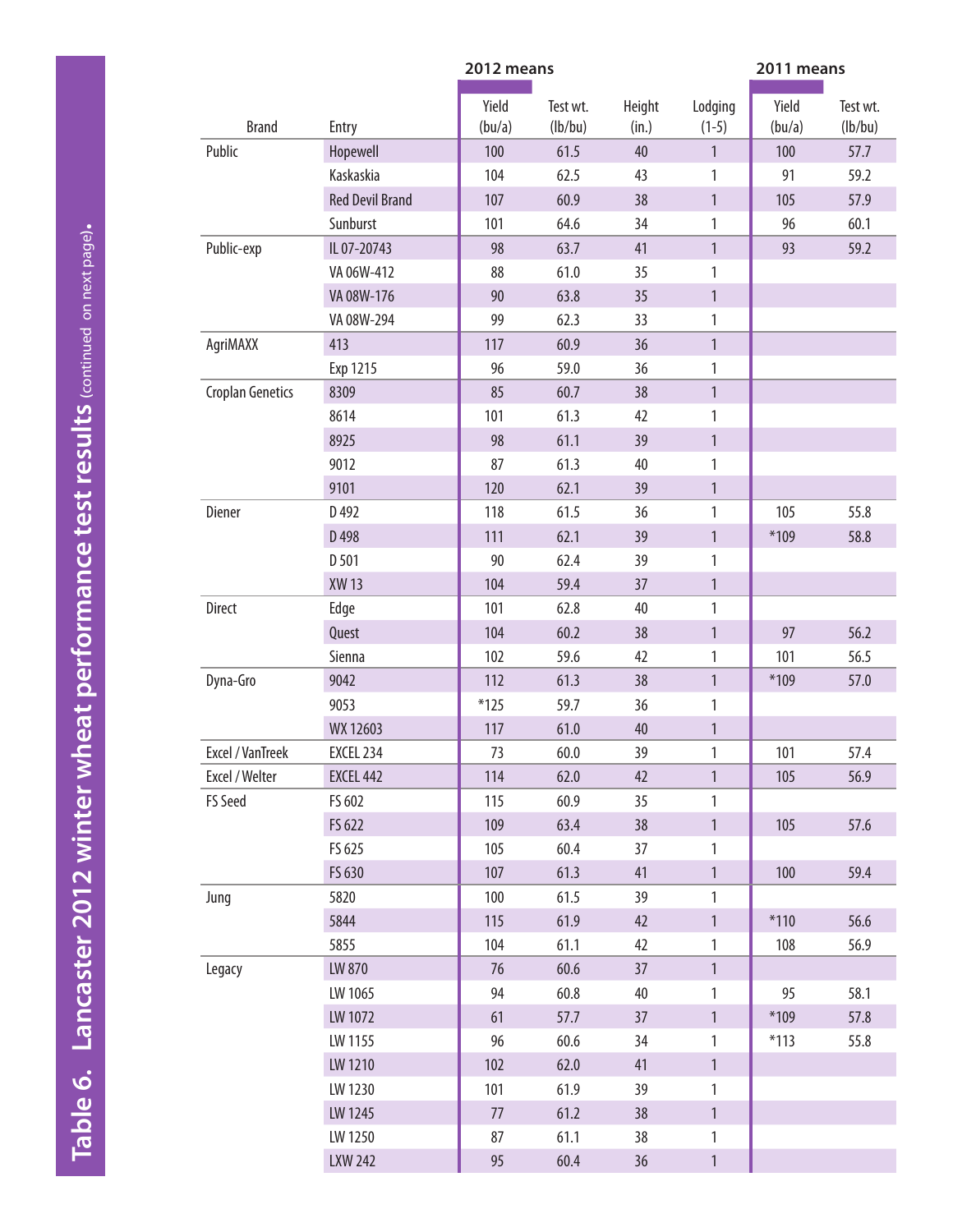# Table 6. Lancaster 2012 winter wheat performance test results (continued on next page).

| | | 2012 means | | | | 2011 means | |
|---|---|---|---|---|---|---|---|
| Brand | Entry | Yield (bu/a) | Test wt. (lb/bu) | Height (in.) | Lodging (1-5) | Yield (bu/a) | Test wt. (lb/bu) |
| Public | Hopewell | 100 | 61.5 | 40 | 1 | 100 | 57.7 |
| | Kaskaskia | 104 | 62.5 | 43 | 1 | 91 | 59.2 |
| | Red Devil Brand | 107 | 60.9 | 38 | 1 | 105 | 57.9 |
| | Sunburst | 101 | 64.6 | 34 | 1 | 96 | 60.1 |
| Public-exp | IL 07-20743 | 98 | 63.7 | 41 | 1 | 93 | 59.2 |
| | VA 06W-412 | 88 | 61.0 | 35 | 1 | | |
| | VA 08W-176 | 90 | 63.8 | 35 | 1 | | |
| | VA 08W-294 | 99 | 62.3 | 33 | 1 | | |
| AgriMAXX | 413 | 117 | 60.9 | 36 | 1 | | |
| | Exp 1215 | 96 | 59.0 | 36 | 1 | | |
| Croplan Genetics | 8309 | 85 | 60.7 | 38 | 1 | | |
| | 8614 | 101 | 61.3 | 42 | 1 | | |
| | 8925 | 98 | 61.1 | 39 | 1 | | |
| | 9012 | 87 | 61.3 | 40 | 1 | | |
| | 9101 | 120 | 62.1 | 39 | 1 | | |
| Diener | D 492 | 118 | 61.5 | 36 | 1 | 105 | 55.8 |
| | D 498 | 111 | 62.1 | 39 | 1 | *109 | 58.8 |
| | D 501 | 90 | 62.4 | 39 | 1 | | |
| | XW 13 | 104 | 59.4 | 37 | 1 | | |
| Direct | Edge | 101 | 62.8 | 40 | 1 | | |
| | Quest | 104 | 60.2 | 38 | 1 | 97 | 56.2 |
| | Sienna | 102 | 59.6 | 42 | 1 | 101 | 56.5 |
| Dyna-Gro | 9042 | 112 | 61.3 | 38 | 1 | *109 | 57.0 |
| | 9053 | *125 | 59.7 | 36 | 1 | | |
| | WX 12603 | 117 | 61.0 | 40 | 1 | | |
| Excel / VanTreek | EXCEL 234 | 73 | 60.0 | 39 | 1 | 101 | 57.4 |
| Excel / Welter | EXCEL 442 | 114 | 62.0 | 42 | 1 | 105 | 56.9 |
| FS Seed | FS 602 | 115 | 60.9 | 35 | 1 | | |
| | FS 622 | 109 | 63.4 | 38 | 1 | 105 | 57.6 |
| | FS 625 | 105 | 60.4 | 37 | 1 | | |
| | FS 630 | 107 | 61.3 | 41 | 1 | 100 | 59.4 |
| Jung | 5820 | 100 | 61.5 | 39 | 1 | | |
| | 5844 | 115 | 61.9 | 42 | 1 | *110 | 56.6 |
| | 5855 | 104 | 61.1 | 42 | 1 | 108 | 56.9 |
| Legacy | LW 870 | 76 | 60.6 | 37 | 1 | | |
| | LW 1065 | 94 | 60.8 | 40 | 1 | 95 | 58.1 |
| | LW 1072 | 61 | 57.7 | 37 | 1 | *109 | 57.8 |
| | LW 1155 | 96 | 60.6 | 34 | 1 | *113 | 55.8 |
| | LW 1210 | 102 | 62.0 | 41 | 1 | | |
| | LW 1230 | 101 | 61.9 | 39 | 1 | | |
| | LW 1245 | 77 | 61.2 | 38 | 1 | | |
| | LW 1250 | 87 | 61.1 | 38 | 1 | | |
| | LXW 242 | 95 | 60.4 | 36 | 1 | | |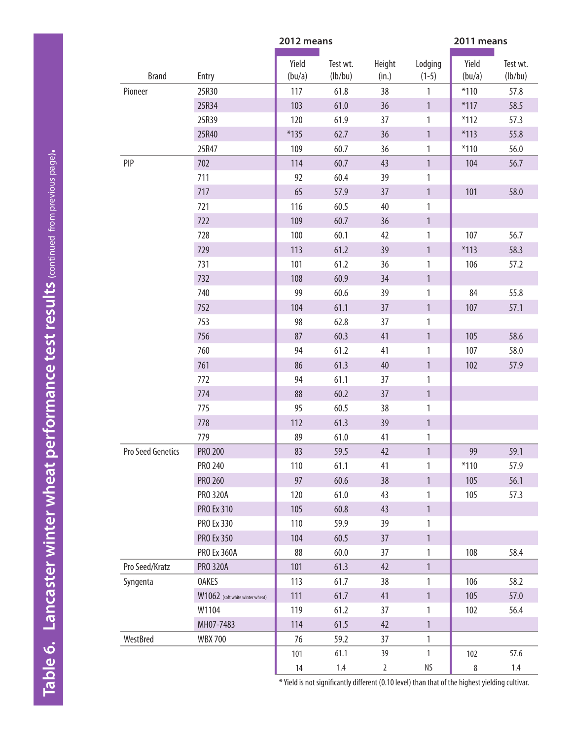# Table 6. Lancaster winter wheat performance test results (continued from previous page).

| | | 2012 means | | | | 2011 means | |
|---|---|---|---|---|---|---|---|
| Brand | Entry | Yield (bu/a) | Test wt. (lb/bu) | Height (in.) | Lodging (1-5) | Yield (bu/a) | Test wt. (lb/bu) |
| Pioneer | 25R30 | 117 | 61.8 | 38 | 1 | *110 | 57.8 |
| | 25R34 | 103 | 61.0 | 36 | 1 | *117 | 58.5 |
| | 25R39 | 120 | 61.9 | 37 | 1 | *112 | 57.3 |
| | 25R40 | *135 | 62.7 | 36 | 1 | *113 | 55.8 |
| | 25R47 | 109 | 60.7 | 36 | 1 | *110 | 56.0 |
| PIP | 702 | 114 | 60.7 | 43 | 1 | 104 | 56.7 |
| | 711 | 92 | 60.4 | 39 | 1 | | |
| | 717 | 65 | 57.9 | 37 | 1 | 101 | 58.0 |
| | 721 | 116 | 60.5 | 40 | 1 | | |
| | 722 | 109 | 60.7 | 36 | 1 | | |
| | 728 | 100 | 60.1 | 42 | 1 | 107 | 56.7 |
| | 729 | 113 | 61.2 | 39 | 1 | *113 | 58.3 |
| | 731 | 101 | 61.2 | 36 | 1 | 106 | 57.2 |
| | 732 | 108 | 60.9 | 34 | 1 | | |
| | 740 | 99 | 60.6 | 39 | 1 | 84 | 55.8 |
| | 752 | 104 | 61.1 | 37 | 1 | 107 | 57.1 |
| | 753 | 98 | 62.8 | 37 | 1 | | |
| | 756 | 87 | 60.3 | 41 | 1 | 105 | 58.6 |
| | 760 | 94 | 61.2 | 41 | 1 | 107 | 58.0 |
| | 761 | 86 | 61.3 | 40 | 1 | 102 | 57.9 |
| | 772 | 94 | 61.1 | 37 | 1 | | |
| | 774 | 88 | 60.2 | 37 | 1 | | |
| | 775 | 95 | 60.5 | 38 | 1 | | |
| | 778 | 112 | 61.3 | 39 | 1 | | |
| | 779 | 89 | 61.0 | 41 | 1 | | |
| Pro Seed Genetics | PRO 200 | 83 | 59.5 | 42 | 1 | 99 | 59.1 |
| | PRO 240 | 110 | 61.1 | 41 | 1 | *110 | 57.9 |
| | PRO 260 | 97 | 60.6 | 38 | 1 | 105 | 56.1 |
| | PRO 320A | 120 | 61.0 | 43 | 1 | 105 | 57.3 |
| | PRO Ex 310 | 105 | 60.8 | 43 | 1 | | |
| | PRO Ex 330 | 110 | 59.9 | 39 | 1 | | |
| | PRO Ex 350 | 104 | 60.5 | 37 | 1 | | |
| | PRO Ex 360A | 88 | 60.0 | 37 | 1 | 108 | 58.4 |
| Pro Seed/Kratz | PRO 320A | 101 | 61.3 | 42 | 1 | | |
| Syngenta | OAKES | 113 | 61.7 | 38 | 1 | 106 | 58.2 |
| | W1062 (soft white winter wheat) | 111 | 61.7 | 41 | 1 | 105 | 57.0 |
| | W1104 | 119 | 61.2 | 37 | 1 | 102 | 56.4 |
| | MH07-7483 | 114 | 61.5 | 42 | 1 | | |
| WestBred | WBX 700 | 76 | 59.2 | 37 | 1 | | |
| | | 101 | 61.1 | 39 | 1 | 102 | 57.6 |
| | | 14 | 1.4 | 2 | NS | 8 | 1.4 |

\* Yield is not significantly different (0.10 level) than that of the highest yielding cultivar.